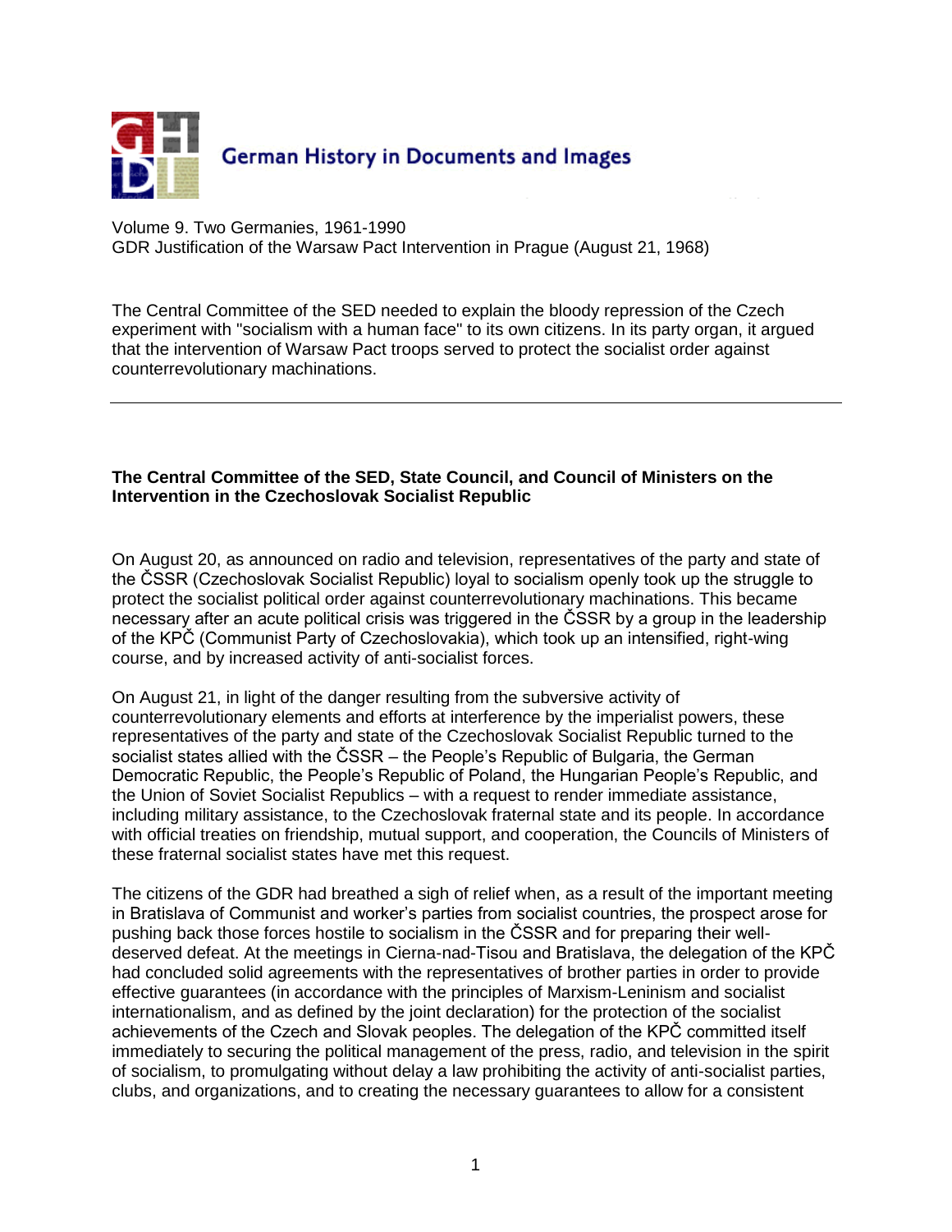German History in Documents and Images

Volume 9. Two Germanies, 1961-1990
GDR Justification of the Warsaw Pact Intervention in Prague (August 21, 1968)

The Central Committee of the SED needed to explain the bloody repression of the Czech experiment with "socialism with a human face" to its own citizens. In its party organ, it argued that the intervention of Warsaw Pact troops served to protect the socialist order against counterrevolutionary machinations.

---

**The Central Committee of the SED, State Council, and Council of Ministers on the Intervention in the Czechoslovak Socialist Republic**

On August 20, as announced on radio and television, representatives of the party and state of the ČSSR (Czechoslovak Socialist Republic) loyal to socialism openly took up the struggle to protect the socialist political order against counterrevolutionary machinations. This became necessary after an acute political crisis was triggered in the ČSSR by a group in the leadership of the KPČ (Communist Party of Czechoslovakia), which took up an intensified, right-wing course, and by increased activity of anti-socialist forces.

On August 21, in light of the danger resulting from the subversive activity of counterrevolutionary elements and efforts at interference by the imperialist powers, these representatives of the party and state of the Czechoslovak Socialist Republic turned to the socialist states allied with the ČSSR – the People's Republic of Bulgaria, the German Democratic Republic, the People's Republic of Poland, the Hungarian People's Republic, and the Union of Soviet Socialist Republics – with a request to render immediate assistance, including military assistance, to the Czechoslovak fraternal state and its people. In accordance with official treaties on friendship, mutual support, and cooperation, the Councils of Ministers of these fraternal socialist states have met this request.

The citizens of the GDR had breathed a sigh of relief when, as a result of the important meeting in Bratislava of Communist and worker's parties from socialist countries, the prospect arose for pushing back those forces hostile to socialism in the ČSSR and for preparing their well-deserved defeat. At the meetings in Cierna-nad-Tisou and Bratislava, the delegation of the KPČ had concluded solid agreements with the representatives of brother parties in order to provide effective guarantees (in accordance with the principles of Marxism-Leninism and socialist internationalism, and as defined by the joint declaration) for the protection of the socialist achievements of the Czech and Slovak peoples. The delegation of the KPČ committed itself immediately to securing the political management of the press, radio, and television in the spirit of socialism, to promulgating without delay a law prohibiting the activity of anti-socialist parties, clubs, and organizations, and to creating the necessary guarantees to allow for a consistent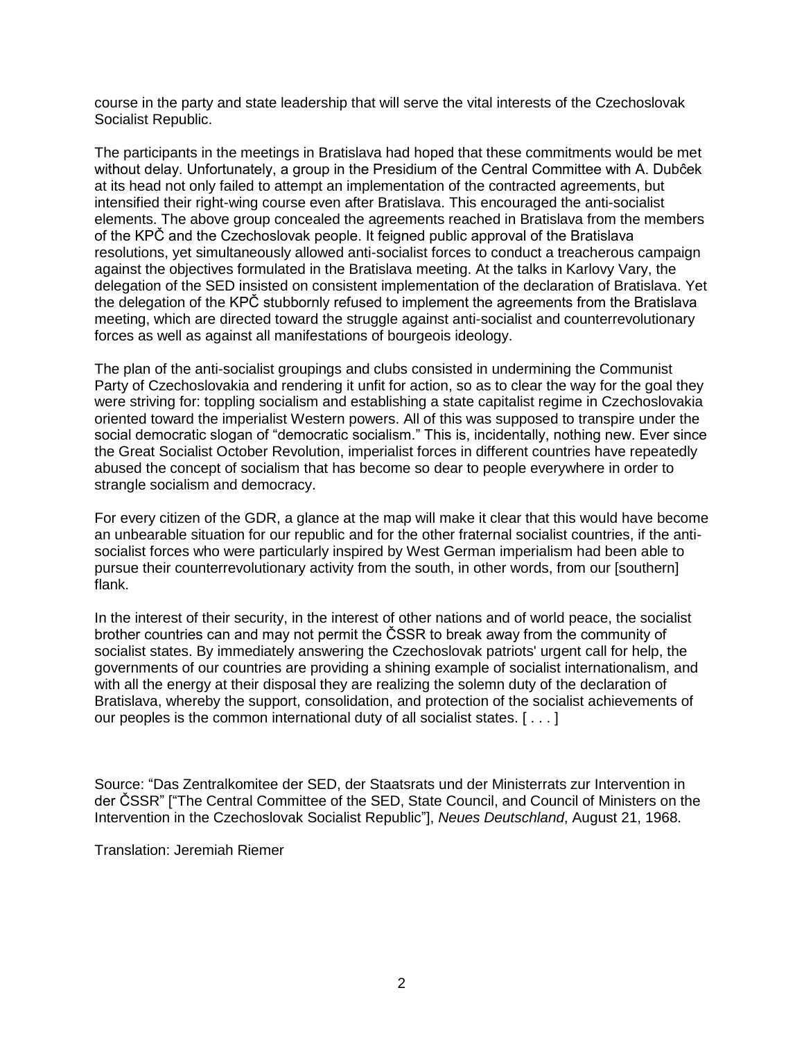course in the party and state leadership that will serve the vital interests of the Czechoslovak Socialist Republic.

The participants in the meetings in Bratislava had hoped that these commitments would be met without delay. Unfortunately, a group in the Presidium of the Central Committee with A. Dubĉek at its head not only failed to attempt an implementation of the contracted agreements, but intensified their right-wing course even after Bratislava. This encouraged the anti-socialist elements. The above group concealed the agreements reached in Bratislava from the members of the KPČ and the Czechoslovak people. It feigned public approval of the Bratislava resolutions, yet simultaneously allowed anti-socialist forces to conduct a treacherous campaign against the objectives formulated in the Bratislava meeting. At the talks in Karlovy Vary, the delegation of the SED insisted on consistent implementation of the declaration of Bratislava. Yet the delegation of the KPČ stubbornly refused to implement the agreements from the Bratislava meeting, which are directed toward the struggle against anti-socialist and counterrevolutionary forces as well as against all manifestations of bourgeois ideology.

The plan of the anti-socialist groupings and clubs consisted in undermining the Communist Party of Czechoslovakia and rendering it unfit for action, so as to clear the way for the goal they were striving for: toppling socialism and establishing a state capitalist regime in Czechoslovakia oriented toward the imperialist Western powers. All of this was supposed to transpire under the social democratic slogan of "democratic socialism." This is, incidentally, nothing new. Ever since the Great Socialist October Revolution, imperialist forces in different countries have repeatedly abused the concept of socialism that has become so dear to people everywhere in order to strangle socialism and democracy.

For every citizen of the GDR, a glance at the map will make it clear that this would have become an unbearable situation for our republic and for the other fraternal socialist countries, if the anti-socialist forces who were particularly inspired by West German imperialism had been able to pursue their counterrevolutionary activity from the south, in other words, from our [southern] flank.

In the interest of their security, in the interest of other nations and of world peace, the socialist brother countries can and may not permit the ČSSR to break away from the community of socialist states. By immediately answering the Czechoslovak patriots' urgent call for help, the governments of our countries are providing a shining example of socialist internationalism, and with all the energy at their disposal they are realizing the solemn duty of the declaration of Bratislava, whereby the support, consolidation, and protection of the socialist achievements of our peoples is the common international duty of all socialist states. [ . . . ]

Source: "Das Zentralkomitee der SED, der Staatsrats und der Ministerrats zur Intervention in der ČSSR" ["The Central Committee of the SED, State Council, and Council of Ministers on the Intervention in the Czechoslovak Socialist Republic"], *Neues Deutschland*, August 21, 1968.

Translation: Jeremiah Riemer